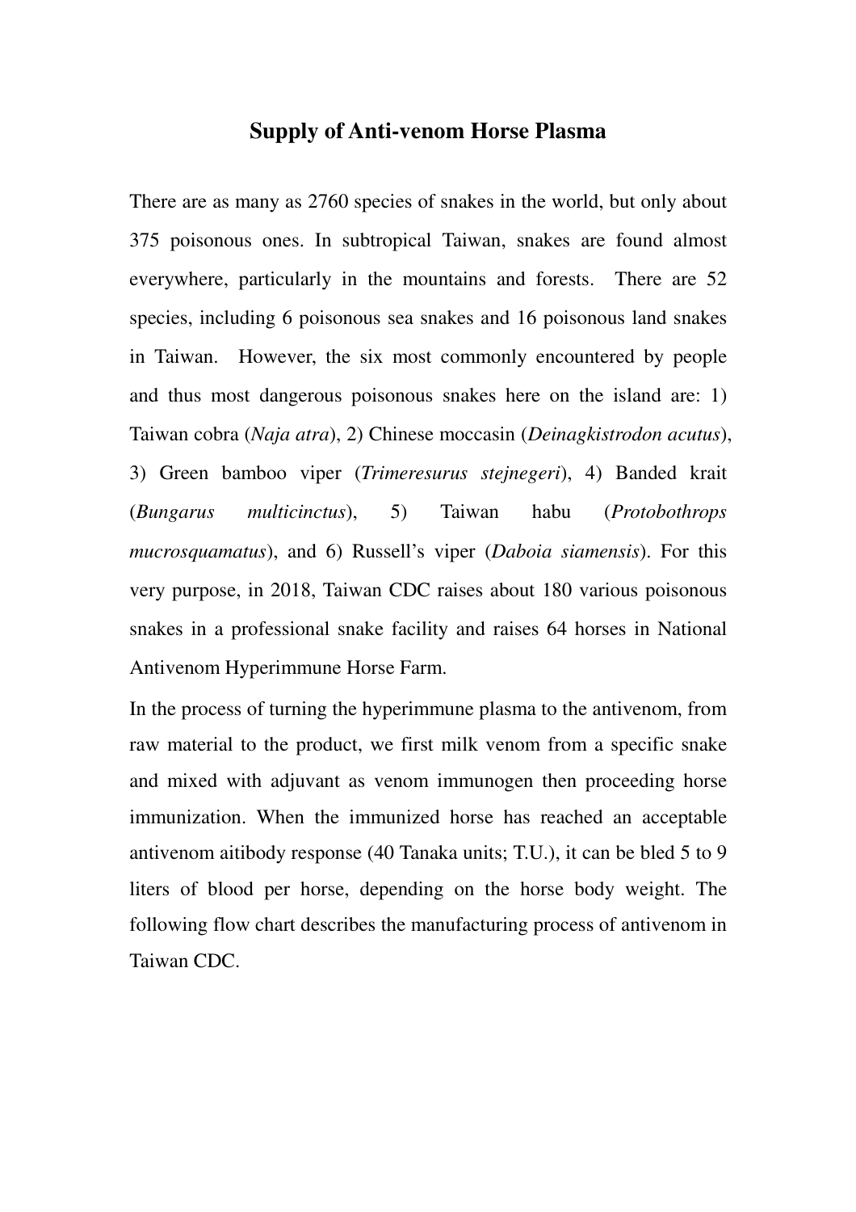# Supply of Anti-venom Horse Plasma

There are as many as 2760 species of snakes in the world, but only about 375 poisonous ones. In subtropical Taiwan, snakes are found almost everywhere, particularly in the mountains and forests. There are 52 species, including 6 poisonous sea snakes and 16 poisonous land snakes in Taiwan. However, the six most commonly encountered by people and thus most dangerous poisonous snakes here on the island are: 1) Taiwan cobra (*Naja atra*), 2) Chinese moccasin (*Deinagkistrodon acutus*), 3) Green bamboo viper (*Trimeresurus stejnegeri*), 4) Banded krait (*Bungarus multicinctus*), 5) Taiwan habu (*Protobothrops mucrosquamatus*), and 6) Russell's viper (*Daboia siamensis*). For this very purpose, in 2018, Taiwan CDC raises about 180 various poisonous snakes in a professional snake facility and raises 64 horses in National Antivenom Hyperimmune Horse Farm.

In the process of turning the hyperimmune plasma to the antivenom, from raw material to the product, we first milk venom from a specific snake and mixed with adjuvant as venom immunogen then proceeding horse immunization. When the immunized horse has reached an acceptable antivenom aitibody response (40 Tanaka units; T.U.), it can be bled 5 to 9 liters of blood per horse, depending on the horse body weight. The following flow chart describes the manufacturing process of antivenom in Taiwan CDC.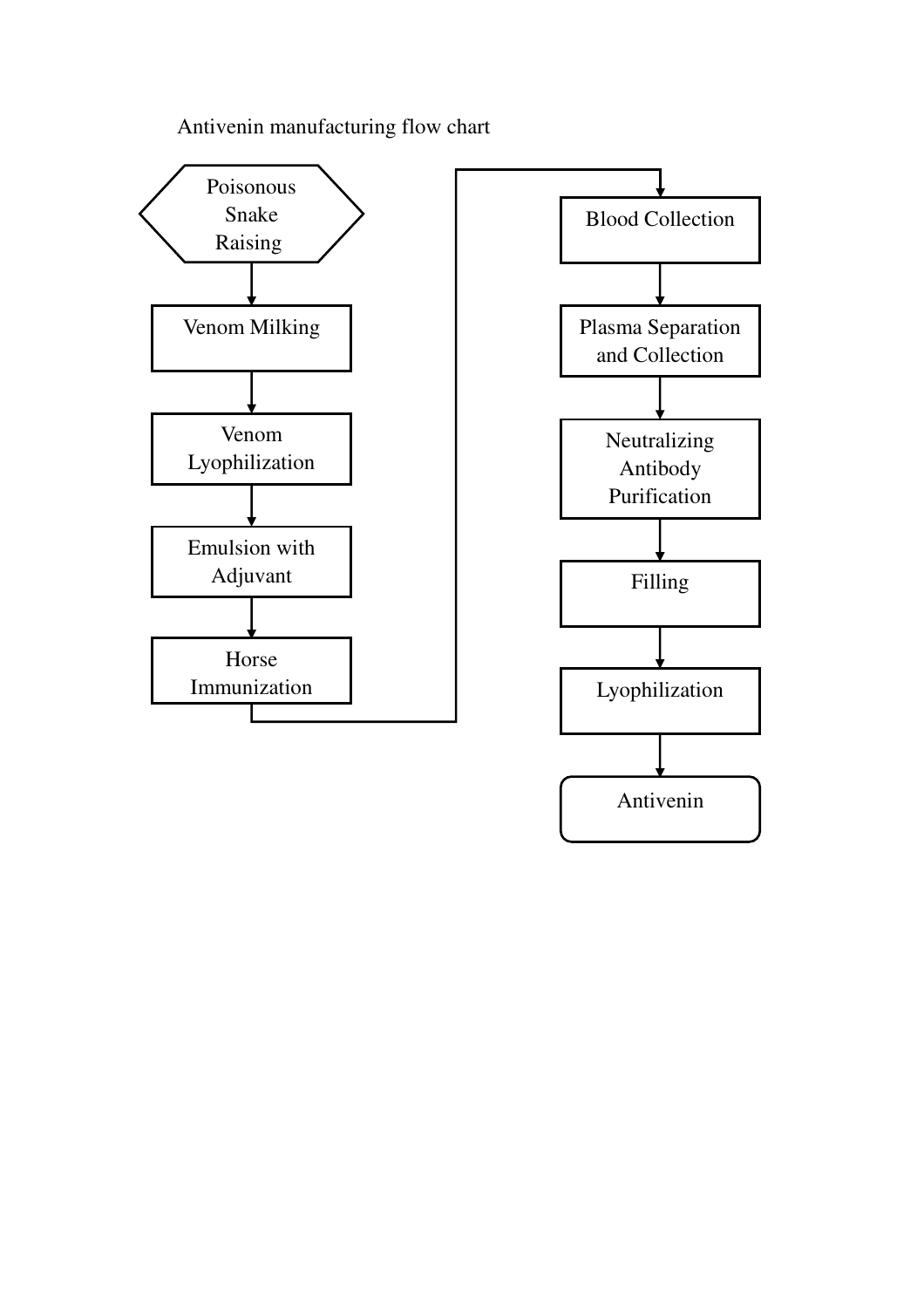Antivenin manufacturing flow chart

Poisonous Snake Raising

Venom Milking

Venom Lyophilization

Emulsion with Adjuvant

Horse Immunization

Blood Collection

Plasma Separation and Collection

Neutralizing Antibody Purification

Filling

Lyophilization

Antivenin